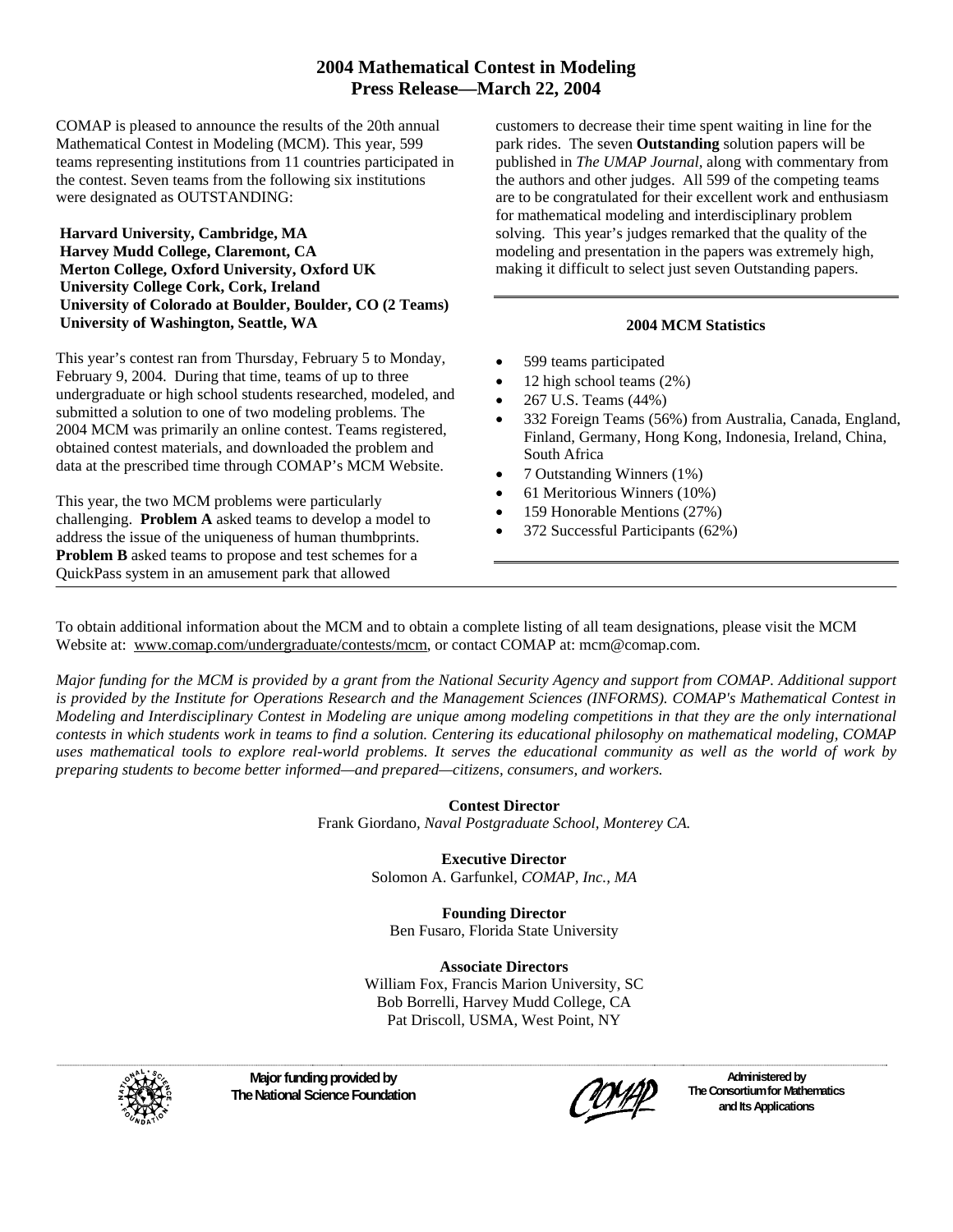# 2004 Mathematical Contest in Modeling
## Press Release—March 22, 2004

COMAP is pleased to announce the results of the 20th annual Mathematical Contest in Modeling (MCM). This year, 599 teams representing institutions from 11 countries participated in the contest. Seven teams from the following six institutions were designated as OUTSTANDING:

**Harvard University, Cambridge, MA**
**Harvey Mudd College, Claremont, CA**
**Merton College, Oxford University, Oxford UK**
**University College Cork, Cork, Ireland**
**University of Colorado at Boulder, Boulder, CO (2 Teams)**
**University of Washington, Seattle, WA**

This year's contest ran from Thursday, February 5 to Monday, February 9, 2004. During that time, teams of up to three undergraduate or high school students researched, modeled, and submitted a solution to one of two modeling problems. The 2004 MCM was primarily an online contest. Teams registered, obtained contest materials, and downloaded the problem and data at the prescribed time through COMAP's MCM Website.

This year, the two MCM problems were particularly challenging. **Problem A** asked teams to develop a model to address the issue of the uniqueness of human thumbprints. **Problem B** asked teams to propose and test schemes for a QuickPass system in an amusement park that allowed customers to decrease their time spent waiting in line for the park rides. The seven **Outstanding** solution papers will be published in *The UMAP Journal*, along with commentary from the authors and other judges. All 599 of the competing teams are to be congratulated for their excellent work and enthusiasm for mathematical modeling and interdisciplinary problem solving. This year's judges remarked that the quality of the modeling and presentation in the papers was extremely high, making it difficult to select just seven Outstanding papers.

### 2004 MCM Statistics

- 599 teams participated
- 12 high school teams (2%)
- 267 U.S. Teams (44%)
- 332 Foreign Teams (56%) from Australia, Canada, England, Finland, Germany, Hong Kong, Indonesia, Ireland, China, South Africa
- 7 Outstanding Winners (1%)
- 61 Meritorious Winners (10%)
- 159 Honorable Mentions (27%)
- 372 Successful Participants (62%)

To obtain additional information about the MCM and to obtain a complete listing of all team designations, please visit the MCM Website at: www.comap.com/undergraduate/contests/mcm, or contact COMAP at: mcm@comap.com.

*Major funding for the MCM is provided by a grant from the National Security Agency and support from COMAP. Additional support is provided by the Institute for Operations Research and the Management Sciences (INFORMS). COMAP's Mathematical Contest in Modeling and Interdisciplinary Contest in Modeling are unique among modeling competitions in that they are the only international contests in which students work in teams to find a solution. Centering its educational philosophy on mathematical modeling, COMAP uses mathematical tools to explore real-world problems. It serves the educational community as well as the world of work by preparing students to become better informed—and prepared—citizens, consumers, and workers.*

**Contest Director**
Frank Giordano, *Naval Postgraduate School, Monterey CA.*

**Executive Director**
Solomon A. Garfunkel, *COMAP, Inc., MA*

**Founding Director**
Ben Fusaro, Florida State University

**Associate Directors**
William Fox, Francis Marion University, SC
Bob Borrelli, Harvey Mudd College, CA
Pat Driscoll, USMA, West Point, NY

**Major funding provided by The National Science Foundation**

**Administered by The Consortium for Mathematics and Its Applications**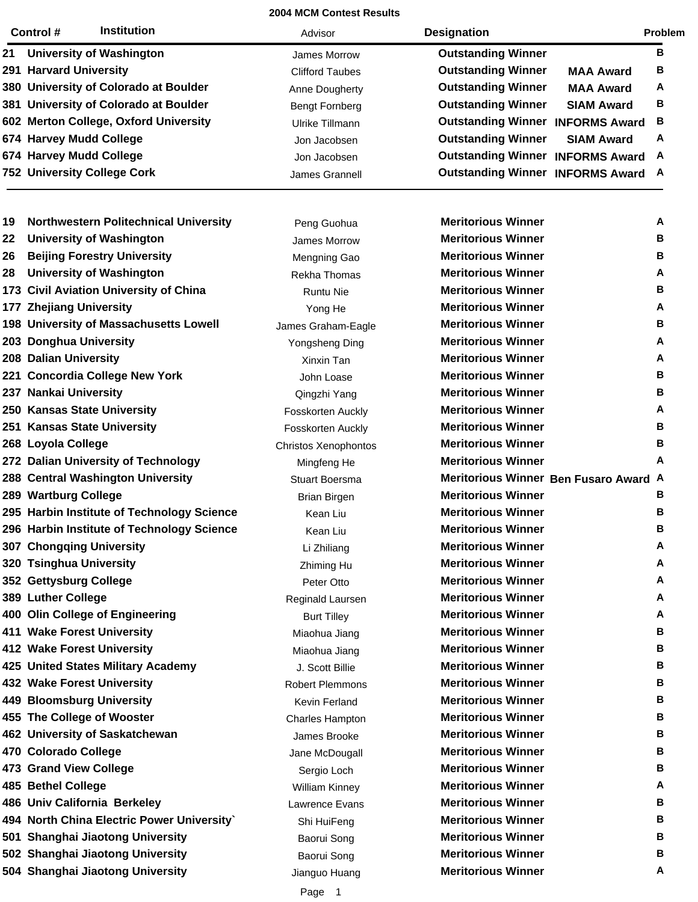# 2004 MCM Contest Results

| Control # | Institution | Advisor | Designation | | Problem |
|---|---|---|---|---|---|
| 21 | University of Washington | James Morrow | Outstanding Winner | | B |
| 291 | Harvard University | Clifford Taubes | Outstanding Winner | MAA Award | B |
| 380 | University of Colorado at Boulder | Anne Dougherty | Outstanding Winner | MAA Award | A |
| 381 | University of Colorado at Boulder | Bengt Fornberg | Outstanding Winner | SIAM Award | B |
| 602 | Merton College, Oxford University | Ulrike Tillmann | Outstanding Winner | INFORMS Award | B |
| 674 | Harvey Mudd College | Jon Jacobsen | Outstanding Winner | SIAM Award | A |
| 674 | Harvey Mudd College | Jon Jacobsen | Outstanding Winner | INFORMS Award | A |
| 752 | University College Cork | James Grannell | Outstanding Winner | INFORMS Award | A |
| 19 | Northwestern Politechnical University | Peng Guohua | Meritorious Winner | | A |
| 22 | University of Washington | James Morrow | Meritorious Winner | | B |
| 26 | Beijing Forestry University | Mengning Gao | Meritorious Winner | | B |
| 28 | University of Washington | Rekha Thomas | Meritorious Winner | | A |
| 173 | Civil Aviation University of China | Runtu Nie | Meritorious Winner | | B |
| 177 | Zhejiang University | Yong He | Meritorious Winner | | A |
| 198 | University of Massachusetts Lowell | James Graham-Eagle | Meritorious Winner | | B |
| 203 | Donghua University | Yongsheng Ding | Meritorious Winner | | A |
| 208 | Dalian University | Xinxin Tan | Meritorious Winner | | A |
| 221 | Concordia College New York | John Loase | Meritorious Winner | | B |
| 237 | Nankai University | Qingzhi Yang | Meritorious Winner | | B |
| 250 | Kansas State University | Fosskorten Auckly | Meritorious Winner | | A |
| 251 | Kansas State University | Fosskorten Auckly | Meritorious Winner | | B |
| 268 | Loyola College | Christos Xenophontos | Meritorious Winner | | B |
| 272 | Dalian University of Technology | Mingfeng He | Meritorious Winner | | A |
| 288 | Central Washington University | Stuart Boersma | Meritorious Winner | Ben Fusaro Award | A |
| 289 | Wartburg College | Brian Birgen | Meritorious Winner | | B |
| 295 | Harbin Institute of Technology Science | Kean Liu | Meritorious Winner | | B |
| 296 | Harbin Institute of Technology Science | Kean Liu | Meritorious Winner | | B |
| 307 | Chongqing University | Li Zhiliang | Meritorious Winner | | A |
| 320 | Tsinghua University | Zhiming Hu | Meritorious Winner | | A |
| 352 | Gettysburg College | Peter Otto | Meritorious Winner | | A |
| 389 | Luther College | Reginald Laursen | Meritorious Winner | | A |
| 400 | Olin College of Engineering | Burt Tilley | Meritorious Winner | | A |
| 411 | Wake Forest University | Miaohua Jiang | Meritorious Winner | | B |
| 412 | Wake Forest University | Miaohua Jiang | Meritorious Winner | | B |
| 425 | United States Military Academy | J. Scott Billie | Meritorious Winner | | B |
| 432 | Wake Forest University | Robert Plemmons | Meritorious Winner | | B |
| 449 | Bloomsburg University | Kevin Ferland | Meritorious Winner | | B |
| 455 | The College of Wooster | Charles Hampton | Meritorious Winner | | B |
| 462 | University of Saskatchewan | James Brooke | Meritorious Winner | | B |
| 470 | Colorado College | Jane McDougall | Meritorious Winner | | B |
| 473 | Grand View College | Sergio Loch | Meritorious Winner | | B |
| 485 | Bethel College | William Kinney | Meritorious Winner | | A |
| 486 | Univ California Berkeley | Lawrence Evans | Meritorious Winner | | B |
| 494 | North China Electric Power University` | Shi HuiFeng | Meritorious Winner | | B |
| 501 | Shanghai Jiaotong University | Baorui Song | Meritorious Winner | | B |
| 502 | Shanghai Jiaotong University | Baorui Song | Meritorious Winner | | B |
| 504 | Shanghai Jiaotong University | Jianguo Huang | Meritorious Winner | | A |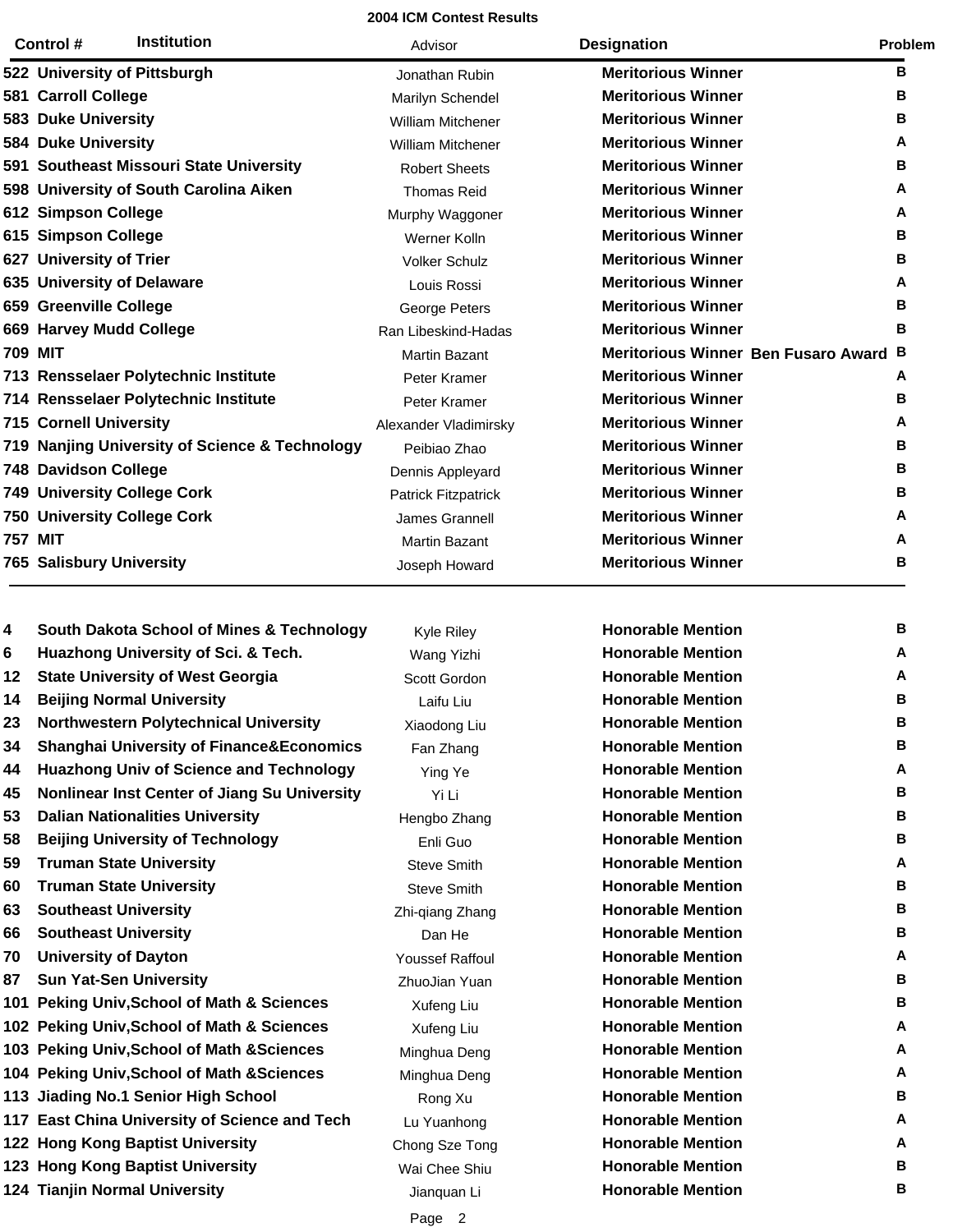**2004 ICM Contest Results**

| Control # | Institution | Advisor | Designation | | Problem |
|---|---|---|---|---|---|
| 522 | University of Pittsburgh | Jonathan Rubin | Meritorious Winner | | B |
| 581 | Carroll College | Marilyn Schendel | Meritorious Winner | | B |
| 583 | Duke University | William Mitchener | Meritorious Winner | | B |
| 584 | Duke University | William Mitchener | Meritorious Winner | | A |
| 591 | Southeast Missouri State University | Robert Sheets | Meritorious Winner | | B |
| 598 | University of South Carolina Aiken | Thomas Reid | Meritorious Winner | | A |
| 612 | Simpson College | Murphy Waggoner | Meritorious Winner | | A |
| 615 | Simpson College | Werner Kolln | Meritorious Winner | | B |
| 627 | University of Trier | Volker Schulz | Meritorious Winner | | B |
| 635 | University of Delaware | Louis Rossi | Meritorious Winner | | A |
| 659 | Greenville College | George Peters | Meritorious Winner | | B |
| 669 | Harvey Mudd College | Ran Libeskind-Hadas | Meritorious Winner | | B |
| 709 | MIT | Martin Bazant | Meritorious Winner | Ben Fusaro Award | B |
| 713 | Rensselaer Polytechnic Institute | Peter Kramer | Meritorious Winner | | A |
| 714 | Rensselaer Polytechnic Institute | Peter Kramer | Meritorious Winner | | B |
| 715 | Cornell University | Alexander Vladimirsky | Meritorious Winner | | A |
| 719 | Nanjing University of Science & Technology | Peibiao Zhao | Meritorious Winner | | B |
| 748 | Davidson College | Dennis Appleyard | Meritorious Winner | | B |
| 749 | University College Cork | Patrick Fitzpatrick | Meritorious Winner | | B |
| 750 | University College Cork | James Grannell | Meritorious Winner | | A |
| 757 | MIT | Martin Bazant | Meritorious Winner | | A |
| 765 | Salisbury University | Joseph Howard | Meritorious Winner | | B |
| 4 | South Dakota School of Mines & Technology | Kyle Riley | Honorable Mention | | B |
| 6 | Huazhong University of Sci. & Tech. | Wang Yizhi | Honorable Mention | | A |
| 12 | State University of West Georgia | Scott Gordon | Honorable Mention | | A |
| 14 | Beijing Normal University | Laifu Liu | Honorable Mention | | B |
| 23 | Northwestern Polytechnical University | Xiaodong Liu | Honorable Mention | | B |
| 34 | Shanghai University of Finance&Economics | Fan Zhang | Honorable Mention | | B |
| 44 | Huazhong Univ of Science and Technology | Ying Ye | Honorable Mention | | A |
| 45 | Nonlinear Inst Center of Jiang Su University | Yi Li | Honorable Mention | | B |
| 53 | Dalian Nationalities University | Hengbo Zhang | Honorable Mention | | B |
| 58 | Beijing University of Technology | Enli Guo | Honorable Mention | | B |
| 59 | Truman State University | Steve Smith | Honorable Mention | | A |
| 60 | Truman State University | Steve Smith | Honorable Mention | | B |
| 63 | Southeast University | Zhi-qiang Zhang | Honorable Mention | | B |
| 66 | Southeast University | Dan He | Honorable Mention | | B |
| 70 | University of Dayton | Youssef Raffoul | Honorable Mention | | A |
| 87 | Sun Yat-Sen University | ZhuoJian Yuan | Honorable Mention | | B |
| 101 | Peking Univ,School of Math & Sciences | Xufeng Liu | Honorable Mention | | B |
| 102 | Peking Univ,School of Math & Sciences | Xufeng Liu | Honorable Mention | | A |
| 103 | Peking Univ,School of Math &Sciences | Minghua Deng | Honorable Mention | | A |
| 104 | Peking Univ,School of Math &Sciences | Minghua Deng | Honorable Mention | | A |
| 113 | Jiading No.1 Senior High School | Rong Xu | Honorable Mention | | B |
| 117 | East China University of Science and Tech | Lu Yuanhong | Honorable Mention | | A |
| 122 | Hong Kong Baptist University | Chong Sze Tong | Honorable Mention | | A |
| 123 | Hong Kong Baptist University | Wai Chee Shiu | Honorable Mention | | B |
| 124 | Tianjin Normal University | Jianquan Li | Honorable Mention | | B |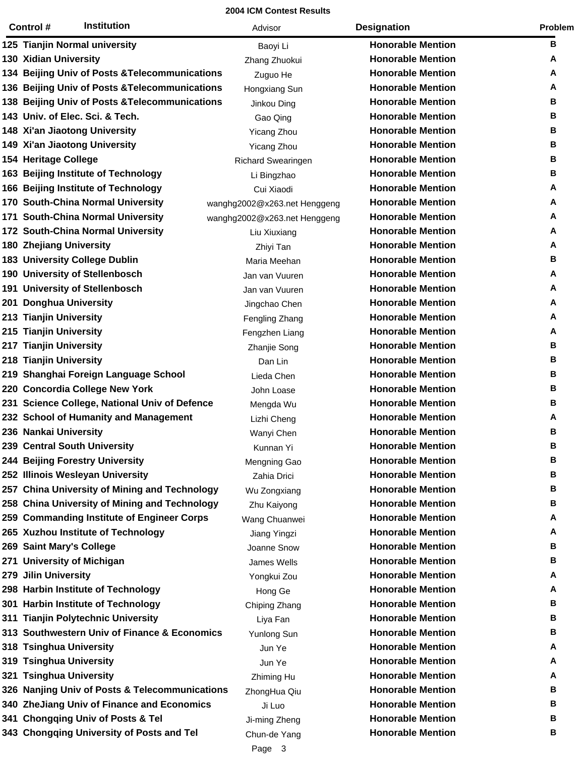**2004 ICM Contest Results**

| Control # | Institution | Advisor | Designation | Problem |
|---|---|---|---|---|
| 125 | Tianjin Normal university | Baoyi Li | Honorable Mention | B |
| 130 | Xidian University | Zhang Zhuokui | Honorable Mention | A |
| 134 | Beijing Univ of Posts &Telecommunications | Zuguo He | Honorable Mention | A |
| 136 | Beijing Univ of Posts &Telecommunications | Hongxiang Sun | Honorable Mention | A |
| 138 | Beijing Univ of Posts &Telecommunications | Jinkou Ding | Honorable Mention | B |
| 143 | Univ. of Elec. Sci. & Tech. | Gao Qing | Honorable Mention | B |
| 148 | Xi'an Jiaotong University | Yicang Zhou | Honorable Mention | B |
| 149 | Xi'an Jiaotong University | Yicang Zhou | Honorable Mention | B |
| 154 | Heritage College | Richard Swearingen | Honorable Mention | B |
| 163 | Beijing Institute of Technology | Li Bingzhao | Honorable Mention | B |
| 166 | Beijing Institute of Technology | Cui Xiaodi | Honorable Mention | A |
| 170 | South-China Normal University | wanghg2002@x263.net Henggeng | Honorable Mention | A |
| 171 | South-China Normal University | wanghg2002@x263.net Henggeng | Honorable Mention | A |
| 172 | South-China Normal University | Liu Xiuxiang | Honorable Mention | A |
| 180 | Zhejiang University | Zhiyi Tan | Honorable Mention | A |
| 183 | University College Dublin | Maria Meehan | Honorable Mention | B |
| 190 | University of Stellenbosch | Jan van Vuuren | Honorable Mention | A |
| 191 | University of Stellenbosch | Jan van Vuuren | Honorable Mention | A |
| 201 | Donghua University | Jingchao Chen | Honorable Mention | A |
| 213 | Tianjin University | Fengling Zhang | Honorable Mention | A |
| 215 | Tianjin University | Fengzhen Liang | Honorable Mention | A |
| 217 | Tianjin University | Zhanjie Song | Honorable Mention | B |
| 218 | Tianjin University | Dan Lin | Honorable Mention | B |
| 219 | Shanghai Foreign Language School | Lieda Chen | Honorable Mention | B |
| 220 | Concordia College New York | John Loase | Honorable Mention | B |
| 231 | Science College, National Univ of Defence | Mengda Wu | Honorable Mention | B |
| 232 | School of Humanity and Management | Lizhi Cheng | Honorable Mention | A |
| 236 | Nankai University | Wanyi Chen | Honorable Mention | B |
| 239 | Central South University | Kunnan Yi | Honorable Mention | B |
| 244 | Beijing Forestry University | Mengning Gao | Honorable Mention | B |
| 252 | Illinois Wesleyan University | Zahia Drici | Honorable Mention | B |
| 257 | China University of Mining and Technology | Wu Zongxiang | Honorable Mention | B |
| 258 | China University of Mining and Technology | Zhu Kaiyong | Honorable Mention | B |
| 259 | Commanding Institute of Engineer Corps | Wang Chuanwei | Honorable Mention | A |
| 265 | Xuzhou Institute of Technology | Jiang Yingzi | Honorable Mention | A |
| 269 | Saint Mary's College | Joanne Snow | Honorable Mention | B |
| 271 | University of Michigan | James Wells | Honorable Mention | B |
| 279 | Jilin University | Yongkui Zou | Honorable Mention | A |
| 298 | Harbin Institute of Technology | Hong Ge | Honorable Mention | A |
| 301 | Harbin Institute of Technology | Chiping Zhang | Honorable Mention | B |
| 311 | Tianjin Polytechnic University | Liya Fan | Honorable Mention | B |
| 313 | Southwestern Univ of Finance & Economics | Yunlong Sun | Honorable Mention | B |
| 318 | Tsinghua University | Jun Ye | Honorable Mention | A |
| 319 | Tsinghua University | Jun Ye | Honorable Mention | A |
| 321 | Tsinghua University | Zhiming Hu | Honorable Mention | A |
| 326 | Nanjing Univ of Posts & Telecommunications | ZhongHua Qiu | Honorable Mention | B |
| 340 | ZheJiang Univ of Finance and Economics | Ji Luo | Honorable Mention | B |
| 341 | Chongqing Univ of Posts & Tel | Ji-ming Zheng | Honorable Mention | B |
| 343 | Chongqing University of Posts and Tel | Chun-de Yang | Honorable Mention | B |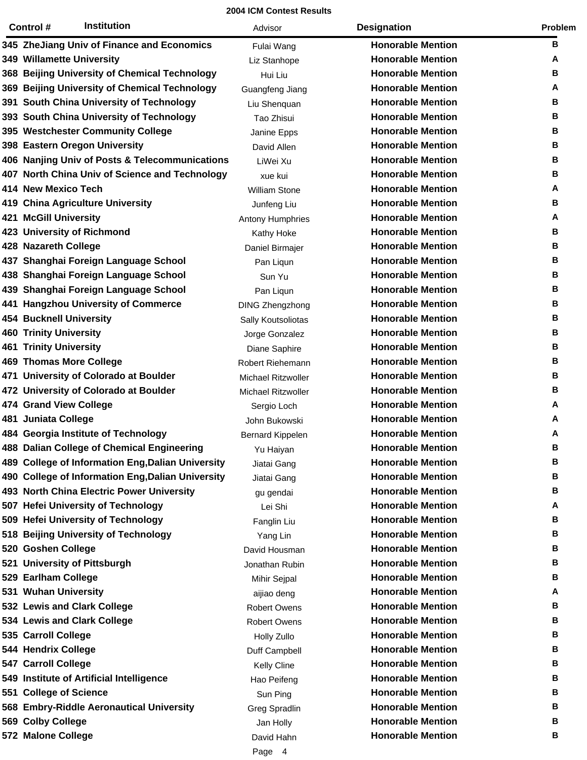**2004 ICM Contest Results**

| Control # | Institution | Advisor | Designation | Problem |
|---|---|---|---|---|
| 345 | ZheJiang Univ of Finance and Economics | Fulai Wang | Honorable Mention | B |
| 349 | Willamette University | Liz Stanhope | Honorable Mention | A |
| 368 | Beijing University of Chemical Technology | Hui Liu | Honorable Mention | B |
| 369 | Beijing University of Chemical Technology | Guangfeng Jiang | Honorable Mention | A |
| 391 | South China University of Technology | Liu Shenquan | Honorable Mention | B |
| 393 | South China University of Technology | Tao Zhisui | Honorable Mention | B |
| 395 | Westchester Community College | Janine Epps | Honorable Mention | B |
| 398 | Eastern Oregon University | David Allen | Honorable Mention | B |
| 406 | Nanjing Univ of Posts & Telecommunications | LiWei Xu | Honorable Mention | B |
| 407 | North China Univ of Science and Technology | xue kui | Honorable Mention | B |
| 414 | New Mexico Tech | William Stone | Honorable Mention | A |
| 419 | China Agriculture University | Junfeng Liu | Honorable Mention | B |
| 421 | McGill University | Antony Humphries | Honorable Mention | A |
| 423 | University of Richmond | Kathy Hoke | Honorable Mention | B |
| 428 | Nazareth College | Daniel Birmajer | Honorable Mention | B |
| 437 | Shanghai Foreign Language School | Pan Liqun | Honorable Mention | B |
| 438 | Shanghai Foreign Language School | Sun Yu | Honorable Mention | B |
| 439 | Shanghai Foreign Language School | Pan Liqun | Honorable Mention | B |
| 441 | Hangzhou University of Commerce | DING Zhengzhong | Honorable Mention | B |
| 454 | Bucknell University | Sally Koutsoliotas | Honorable Mention | B |
| 460 | Trinity University | Jorge Gonzalez | Honorable Mention | B |
| 461 | Trinity University | Diane Saphire | Honorable Mention | B |
| 469 | Thomas More College | Robert Riehemann | Honorable Mention | B |
| 471 | University of Colorado at Boulder | Michael Ritzwoller | Honorable Mention | B |
| 472 | University of Colorado at Boulder | Michael Ritzwoller | Honorable Mention | B |
| 474 | Grand View College | Sergio Loch | Honorable Mention | A |
| 481 | Juniata College | John Bukowski | Honorable Mention | A |
| 484 | Georgia Institute of Technology | Bernard Kippelen | Honorable Mention | A |
| 488 | Dalian College of Chemical Engineering | Yu Haiyan | Honorable Mention | B |
| 489 | College of Information Eng,Dalian University | Jiatai Gang | Honorable Mention | B |
| 490 | College of Information Eng,Dalian University | Jiatai Gang | Honorable Mention | B |
| 493 | North China Electric Power University | gu gendai | Honorable Mention | B |
| 507 | Hefei University of Technology | Lei Shi | Honorable Mention | A |
| 509 | Hefei University of Technology | Fanglin Liu | Honorable Mention | B |
| 518 | Beijing University of Technology | Yang Lin | Honorable Mention | B |
| 520 | Goshen College | David Housman | Honorable Mention | B |
| 521 | University of Pittsburgh | Jonathan Rubin | Honorable Mention | B |
| 529 | Earlham College | Mihir Sejpal | Honorable Mention | B |
| 531 | Wuhan University | aijiao deng | Honorable Mention | A |
| 532 | Lewis and Clark College | Robert Owens | Honorable Mention | B |
| 534 | Lewis and Clark College | Robert Owens | Honorable Mention | B |
| 535 | Carroll College | Holly Zullo | Honorable Mention | B |
| 544 | Hendrix College | Duff Campbell | Honorable Mention | B |
| 547 | Carroll College | Kelly Cline | Honorable Mention | B |
| 549 | Institute of Artificial Intelligence | Hao Peifeng | Honorable Mention | B |
| 551 | College of Science | Sun Ping | Honorable Mention | B |
| 568 | Embry-Riddle Aeronautical University | Greg Spradlin | Honorable Mention | B |
| 569 | Colby College | Jan Holly | Honorable Mention | B |
| 572 | Malone College | David Hahn | Honorable Mention | B |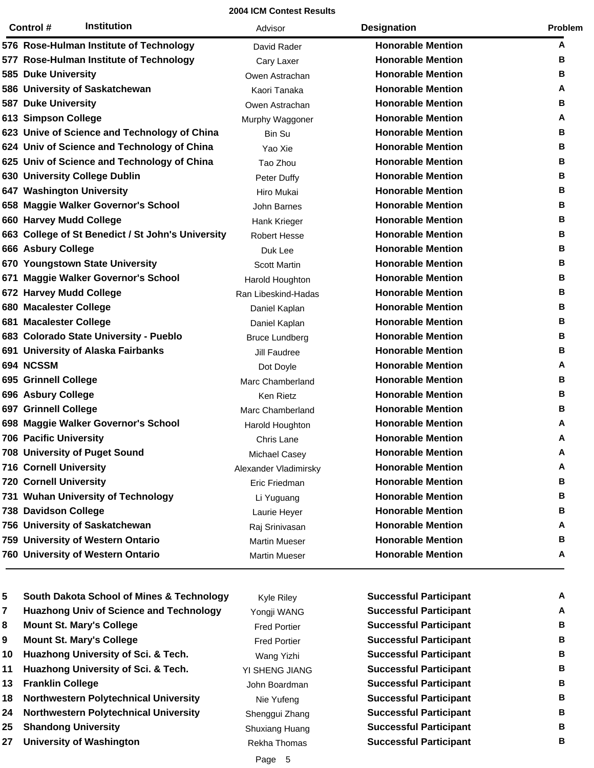**2004 ICM Contest Results**

| Control # | Institution | Advisor | Designation | Problem |
|---|---|---|---|---|
| 576 | Rose-Hulman Institute of Technology | David Rader | Honorable Mention | A |
| 577 | Rose-Hulman Institute of Technology | Cary Laxer | Honorable Mention | B |
| 585 | Duke University | Owen Astrachan | Honorable Mention | B |
| 586 | University of Saskatchewan | Kaori Tanaka | Honorable Mention | A |
| 587 | Duke University | Owen Astrachan | Honorable Mention | B |
| 613 | Simpson College | Murphy Waggoner | Honorable Mention | A |
| 623 | Unive of Science and Technology of China | Bin Su | Honorable Mention | B |
| 624 | Univ of Science and Technology of China | Yao Xie | Honorable Mention | B |
| 625 | Univ of Science and Technology of China | Tao Zhou | Honorable Mention | B |
| 630 | University College Dublin | Peter Duffy | Honorable Mention | B |
| 647 | Washington University | Hiro Mukai | Honorable Mention | B |
| 658 | Maggie Walker Governor's School | John Barnes | Honorable Mention | B |
| 660 | Harvey Mudd College | Hank Krieger | Honorable Mention | B |
| 663 | College of St Benedict / St John's University | Robert Hesse | Honorable Mention | B |
| 666 | Asbury College | Duk Lee | Honorable Mention | B |
| 670 | Youngstown State University | Scott Martin | Honorable Mention | B |
| 671 | Maggie Walker Governor's School | Harold Houghton | Honorable Mention | B |
| 672 | Harvey Mudd College | Ran Libeskind-Hadas | Honorable Mention | B |
| 680 | Macalester College | Daniel Kaplan | Honorable Mention | B |
| 681 | Macalester College | Daniel Kaplan | Honorable Mention | B |
| 683 | Colorado State University - Pueblo | Bruce Lundberg | Honorable Mention | B |
| 691 | University of Alaska Fairbanks | Jill Faudree | Honorable Mention | B |
| 694 | NCSSM | Dot Doyle | Honorable Mention | A |
| 695 | Grinnell College | Marc Chamberland | Honorable Mention | B |
| 696 | Asbury College | Ken Rietz | Honorable Mention | B |
| 697 | Grinnell College | Marc Chamberland | Honorable Mention | B |
| 698 | Maggie Walker Governor's School | Harold Houghton | Honorable Mention | A |
| 706 | Pacific University | Chris Lane | Honorable Mention | A |
| 708 | University of Puget Sound | Michael Casey | Honorable Mention | A |
| 716 | Cornell University | Alexander Vladimirsky | Honorable Mention | A |
| 720 | Cornell University | Eric Friedman | Honorable Mention | B |
| 731 | Wuhan University of Technology | Li Yuguang | Honorable Mention | B |
| 738 | Davidson College | Laurie Heyer | Honorable Mention | B |
| 756 | University of Saskatchewan | Raj Srinivasan | Honorable Mention | A |
| 759 | University of Western Ontario | Martin Mueser | Honorable Mention | B |
| 760 | University of Western Ontario | Martin Mueser | Honorable Mention | A |

| Control # | Institution | Advisor | Designation | Problem |
|---|---|---|---|---|
| 5 | South Dakota School of Mines & Technology | Kyle Riley | Successful Participant | A |
| 7 | Huazhong Univ of Science and Technology | Yongji WANG | Successful Participant | A |
| 8 | Mount St. Mary's College | Fred Portier | Successful Participant | B |
| 9 | Mount St. Mary's College | Fred Portier | Successful Participant | B |
| 10 | Huazhong University of Sci. & Tech. | Wang Yizhi | Successful Participant | B |
| 11 | Huazhong University of Sci. & Tech. | YI SHENG JIANG | Successful Participant | B |
| 13 | Franklin College | John Boardman | Successful Participant | B |
| 18 | Northwestern Polytechnical University | Nie Yufeng | Successful Participant | B |
| 24 | Northwestern Polytechnical University | Shenggui Zhang | Successful Participant | B |
| 25 | Shandong University | Shuxiang Huang | Successful Participant | B |
| 27 | University of Washington | Rekha Thomas | Successful Participant | B |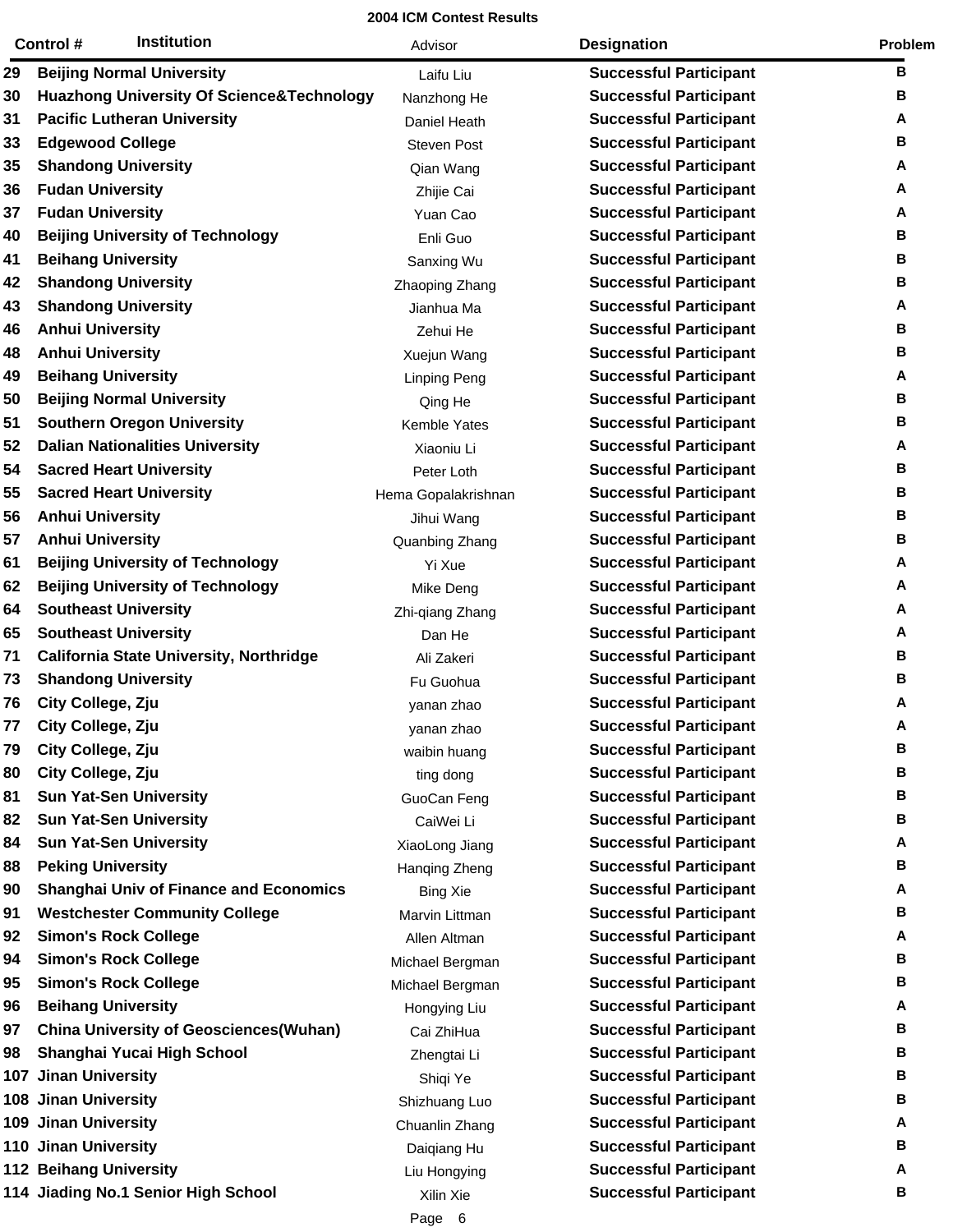**2004 ICM Contest Results**

| Control # | Institution | Advisor | Designation | Problem |
|---|---|---|---|---|
| 29 | Beijing Normal University | Laifu Liu | Successful Participant | B |
| 30 | Huazhong University Of Science&Technology | Nanzhong He | Successful Participant | B |
| 31 | Pacific Lutheran University | Daniel Heath | Successful Participant | A |
| 33 | Edgewood College | Steven Post | Successful Participant | B |
| 35 | Shandong University | Qian Wang | Successful Participant | A |
| 36 | Fudan University | Zhijie Cai | Successful Participant | A |
| 37 | Fudan University | Yuan Cao | Successful Participant | A |
| 40 | Beijing University of Technology | Enli Guo | Successful Participant | B |
| 41 | Beihang University | Sanxing Wu | Successful Participant | B |
| 42 | Shandong University | Zhaoping Zhang | Successful Participant | B |
| 43 | Shandong University | Jianhua Ma | Successful Participant | A |
| 46 | Anhui University | Zehui He | Successful Participant | B |
| 48 | Anhui University | Xuejun Wang | Successful Participant | B |
| 49 | Beihang University | Linping Peng | Successful Participant | A |
| 50 | Beijing Normal University | Qing He | Successful Participant | B |
| 51 | Southern Oregon University | Kemble Yates | Successful Participant | B |
| 52 | Dalian Nationalities University | Xiaoniu Li | Successful Participant | A |
| 54 | Sacred Heart University | Peter Loth | Successful Participant | B |
| 55 | Sacred Heart University | Hema Gopalakrishnan | Successful Participant | B |
| 56 | Anhui University | Jihui Wang | Successful Participant | B |
| 57 | Anhui University | Quanbing Zhang | Successful Participant | B |
| 61 | Beijing University of Technology | Yi Xue | Successful Participant | A |
| 62 | Beijing University of Technology | Mike Deng | Successful Participant | A |
| 64 | Southeast University | Zhi-qiang Zhang | Successful Participant | A |
| 65 | Southeast University | Dan He | Successful Participant | A |
| 71 | California State University, Northridge | Ali Zakeri | Successful Participant | B |
| 73 | Shandong University | Fu Guohua | Successful Participant | B |
| 76 | City College, Zju | yanan zhao | Successful Participant | A |
| 77 | City College, Zju | yanan zhao | Successful Participant | A |
| 79 | City College, Zju | waibin huang | Successful Participant | B |
| 80 | City College, Zju | ting dong | Successful Participant | B |
| 81 | Sun Yat-Sen University | GuoCan Feng | Successful Participant | B |
| 82 | Sun Yat-Sen University | CaiWei Li | Successful Participant | B |
| 84 | Sun Yat-Sen University | XiaoLong Jiang | Successful Participant | A |
| 88 | Peking University | Hanqing Zheng | Successful Participant | B |
| 90 | Shanghai Univ of Finance and Economics | Bing Xie | Successful Participant | A |
| 91 | Westchester Community College | Marvin Littman | Successful Participant | B |
| 92 | Simon's Rock College | Allen Altman | Successful Participant | A |
| 94 | Simon's Rock College | Michael Bergman | Successful Participant | B |
| 95 | Simon's Rock College | Michael Bergman | Successful Participant | B |
| 96 | Beihang University | Hongying Liu | Successful Participant | A |
| 97 | China University of Geosciences(Wuhan) | Cai ZhiHua | Successful Participant | B |
| 98 | Shanghai Yucai High School | Zhengtai Li | Successful Participant | B |
| 107 | Jinan University | Shiqi Ye | Successful Participant | B |
| 108 | Jinan University | Shizhuang Luo | Successful Participant | B |
| 109 | Jinan University | Chuanlin Zhang | Successful Participant | A |
| 110 | Jinan University | Daiqiang Hu | Successful Participant | B |
| 112 | Beihang University | Liu Hongying | Successful Participant | A |
| 114 | Jiading No.1 Senior High School | Xilin Xie | Successful Participant | B |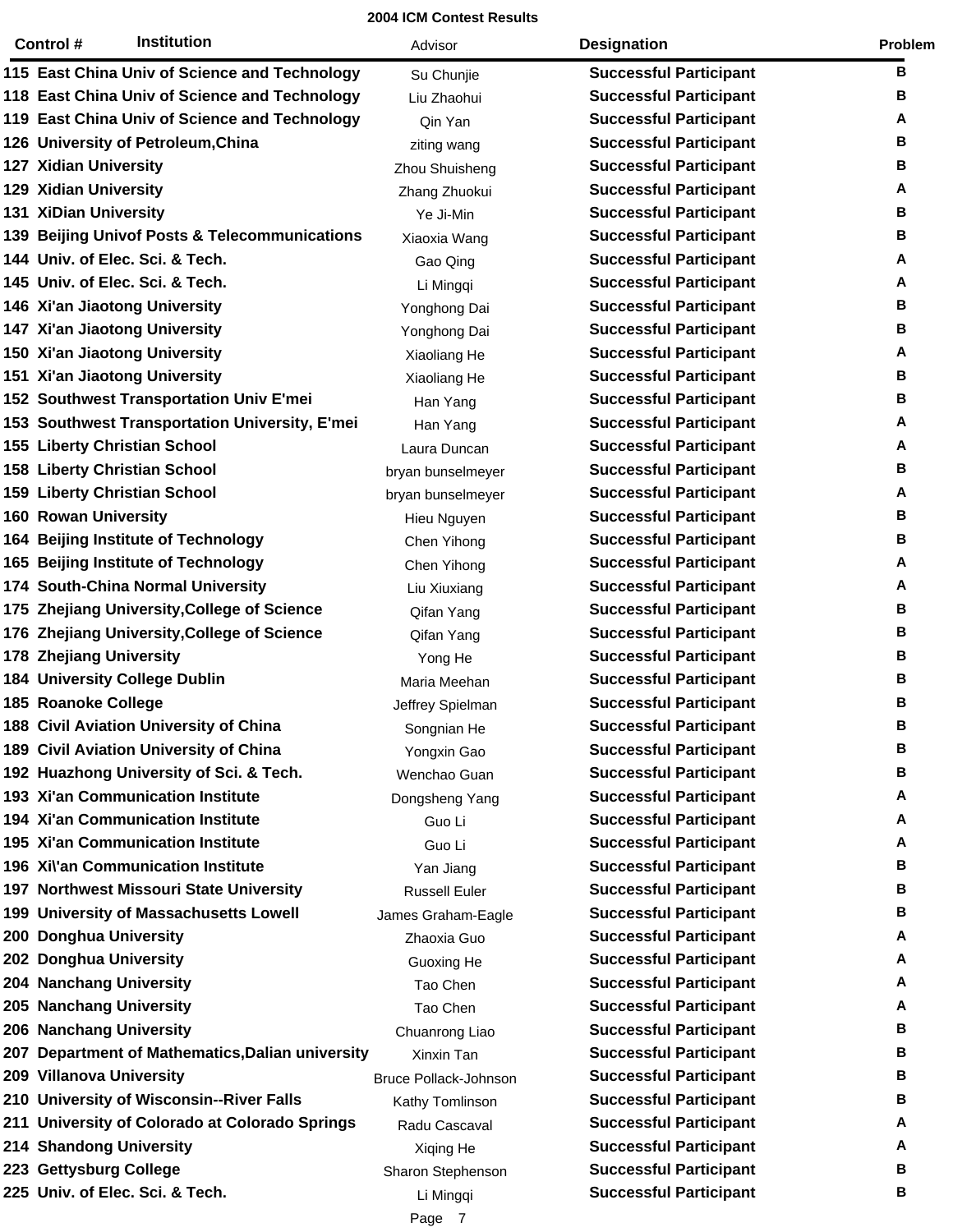# 2004 ICM Contest Results

| Control # | Institution | Advisor | Designation | Problem |
|---|---|---|---|---|
| 115 | East China Univ of Science and Technology | Su Chunjie | Successful Participant | B |
| 118 | East China Univ of Science and Technology | Liu Zhaohui | Successful Participant | B |
| 119 | East China Univ of Science and Technology | Qin Yan | Successful Participant | A |
| 126 | University of Petroleum,China | ziting wang | Successful Participant | B |
| 127 | Xidian University | Zhou Shuisheng | Successful Participant | B |
| 129 | Xidian University | Zhang Zhuokui | Successful Participant | A |
| 131 | XiDian University | Ye Ji-Min | Successful Participant | B |
| 139 | Beijing Univof Posts & Telecommunications | Xiaoxia Wang | Successful Participant | B |
| 144 | Univ. of Elec. Sci. & Tech. | Gao Qing | Successful Participant | A |
| 145 | Univ. of Elec. Sci. & Tech. | Li Mingqi | Successful Participant | A |
| 146 | Xi'an Jiaotong University | Yonghong Dai | Successful Participant | B |
| 147 | Xi'an Jiaotong University | Yonghong Dai | Successful Participant | B |
| 150 | Xi'an Jiaotong University | Xiaoliang He | Successful Participant | A |
| 151 | Xi'an Jiaotong University | Xiaoliang He | Successful Participant | B |
| 152 | Southwest Transportation Univ E'mei | Han Yang | Successful Participant | B |
| 153 | Southwest Transportation University, E'mei | Han Yang | Successful Participant | A |
| 155 | Liberty Christian School | Laura Duncan | Successful Participant | A |
| 158 | Liberty Christian School | bryan bunselmeyer | Successful Participant | B |
| 159 | Liberty Christian School | bryan bunselmeyer | Successful Participant | A |
| 160 | Rowan University | Hieu Nguyen | Successful Participant | B |
| 164 | Beijing Institute of Technology | Chen Yihong | Successful Participant | B |
| 165 | Beijing Institute of Technology | Chen Yihong | Successful Participant | A |
| 174 | South-China Normal University | Liu Xiuxiang | Successful Participant | A |
| 175 | Zhejiang University,College of Science | Qifan Yang | Successful Participant | B |
| 176 | Zhejiang University,College of Science | Qifan Yang | Successful Participant | B |
| 178 | Zhejiang University | Yong He | Successful Participant | B |
| 184 | University College Dublin | Maria Meehan | Successful Participant | B |
| 185 | Roanoke College | Jeffrey Spielman | Successful Participant | B |
| 188 | Civil Aviation University of China | Songnian He | Successful Participant | B |
| 189 | Civil Aviation University of China | Yongxin Gao | Successful Participant | B |
| 192 | Huazhong University of Sci. & Tech. | Wenchao Guan | Successful Participant | B |
| 193 | Xi'an Communication Institute | Dongsheng Yang | Successful Participant | A |
| 194 | Xi'an Communication Institute | Guo Li | Successful Participant | A |
| 195 | Xi'an Communication Institute | Guo Li | Successful Participant | A |
| 196 | Xi\'an Communication Institute | Yan Jiang | Successful Participant | B |
| 197 | Northwest Missouri State University | Russell Euler | Successful Participant | B |
| 199 | University of Massachusetts Lowell | James Graham-Eagle | Successful Participant | B |
| 200 | Donghua University | Zhaoxia Guo | Successful Participant | A |
| 202 | Donghua University | Guoxing He | Successful Participant | A |
| 204 | Nanchang University | Tao Chen | Successful Participant | A |
| 205 | Nanchang University | Tao Chen | Successful Participant | A |
| 206 | Nanchang University | Chuanrong Liao | Successful Participant | B |
| 207 | Department of Mathematics,Dalian university | Xinxin Tan | Successful Participant | B |
| 209 | Villanova University | Bruce Pollack-Johnson | Successful Participant | B |
| 210 | University of Wisconsin--River Falls | Kathy Tomlinson | Successful Participant | B |
| 211 | University of Colorado at Colorado Springs | Radu Cascaval | Successful Participant | A |
| 214 | Shandong University | Xiqing He | Successful Participant | A |
| 223 | Gettysburg College | Sharon Stephenson | Successful Participant | B |
| 225 | Univ. of Elec. Sci. & Tech. | Li Mingqi | Successful Participant | B |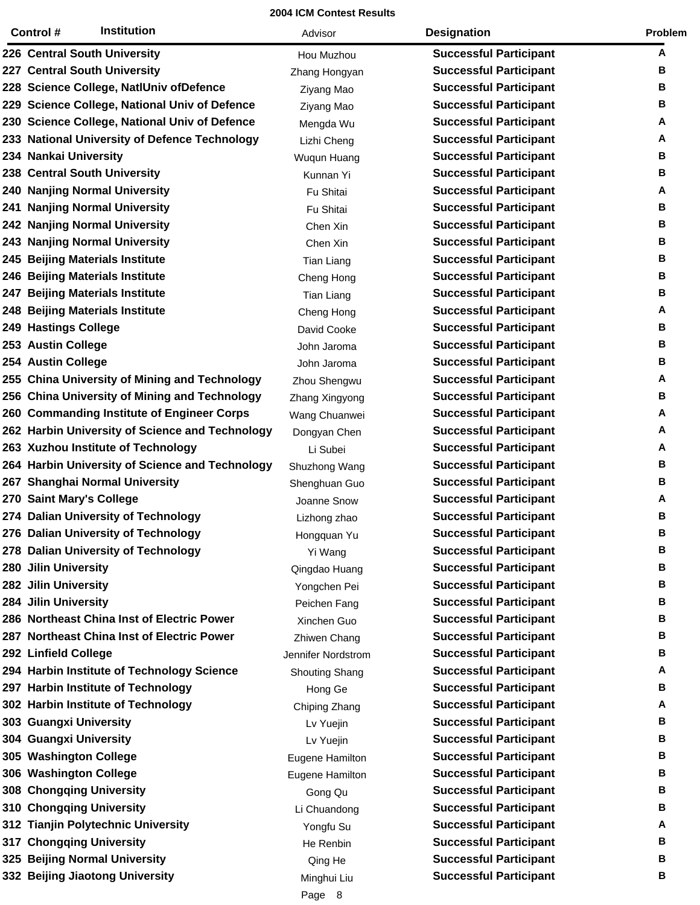**2004 ICM Contest Results**

| Control # | Institution | Advisor | Designation | Problem |
|---|---|---|---|---|
| 226 | Central South University | Hou Muzhou | Successful Participant | A |
| 227 | Central South University | Zhang Hongyan | Successful Participant | B |
| 228 | Science College, NatlUniv ofDefence | Ziyang Mao | Successful Participant | B |
| 229 | Science College, National Univ of Defence | Ziyang Mao | Successful Participant | B |
| 230 | Science College, National Univ of Defence | Mengda Wu | Successful Participant | A |
| 233 | National University of Defence Technology | Lizhi Cheng | Successful Participant | A |
| 234 | Nankai University | Wuqun Huang | Successful Participant | B |
| 238 | Central South University | Kunnan Yi | Successful Participant | B |
| 240 | Nanjing Normal University | Fu Shitai | Successful Participant | A |
| 241 | Nanjing Normal University | Fu Shitai | Successful Participant | B |
| 242 | Nanjing Normal University | Chen Xin | Successful Participant | B |
| 243 | Nanjing Normal University | Chen Xin | Successful Participant | B |
| 245 | Beijing Materials Institute | Tian Liang | Successful Participant | B |
| 246 | Beijing Materials Institute | Cheng Hong | Successful Participant | B |
| 247 | Beijing Materials Institute | Tian Liang | Successful Participant | B |
| 248 | Beijing Materials Institute | Cheng Hong | Successful Participant | A |
| 249 | Hastings College | David Cooke | Successful Participant | B |
| 253 | Austin College | John Jaroma | Successful Participant | B |
| 254 | Austin College | John Jaroma | Successful Participant | B |
| 255 | China University of Mining and Technology | Zhou Shengwu | Successful Participant | A |
| 256 | China University of Mining and Technology | Zhang Xingyong | Successful Participant | B |
| 260 | Commanding Institute of Engineer Corps | Wang Chuanwei | Successful Participant | A |
| 262 | Harbin University of Science and Technology | Dongyan Chen | Successful Participant | A |
| 263 | Xuzhou Institute of Technology | Li Subei | Successful Participant | A |
| 264 | Harbin University of Science and Technology | Shuzhong Wang | Successful Participant | B |
| 267 | Shanghai Normal University | Shenghuan Guo | Successful Participant | B |
| 270 | Saint Mary's College | Joanne Snow | Successful Participant | A |
| 274 | Dalian University of Technology | Lizhong zhao | Successful Participant | B |
| 276 | Dalian University of Technology | Hongquan Yu | Successful Participant | B |
| 278 | Dalian University of Technology | Yi Wang | Successful Participant | B |
| 280 | Jilin University | Qingdao Huang | Successful Participant | B |
| 282 | Jilin University | Yongchen Pei | Successful Participant | B |
| 284 | Jilin University | Peichen Fang | Successful Participant | B |
| 286 | Northeast China Inst of Electric Power | Xinchen Guo | Successful Participant | B |
| 287 | Northeast China Inst of Electric Power | Zhiwen Chang | Successful Participant | B |
| 292 | Linfield College | Jennifer Nordstrom | Successful Participant | B |
| 294 | Harbin Institute of Technology Science | Shouting Shang | Successful Participant | A |
| 297 | Harbin Institute of Technology | Hong Ge | Successful Participant | B |
| 302 | Harbin Institute of Technology | Chiping Zhang | Successful Participant | A |
| 303 | Guangxi University | Lv Yuejin | Successful Participant | B |
| 304 | Guangxi University | Lv Yuejin | Successful Participant | B |
| 305 | Washington College | Eugene Hamilton | Successful Participant | B |
| 306 | Washington College | Eugene Hamilton | Successful Participant | B |
| 308 | Chongqing University | Gong Qu | Successful Participant | B |
| 310 | Chongqing University | Li Chuandong | Successful Participant | B |
| 312 | Tianjin Polytechnic University | Yongfu Su | Successful Participant | A |
| 317 | Chongqing University | He Renbin | Successful Participant | B |
| 325 | Beijing Normal University | Qing He | Successful Participant | B |
| 332 | Beijing Jiaotong University | Minghui Liu | Successful Participant | B |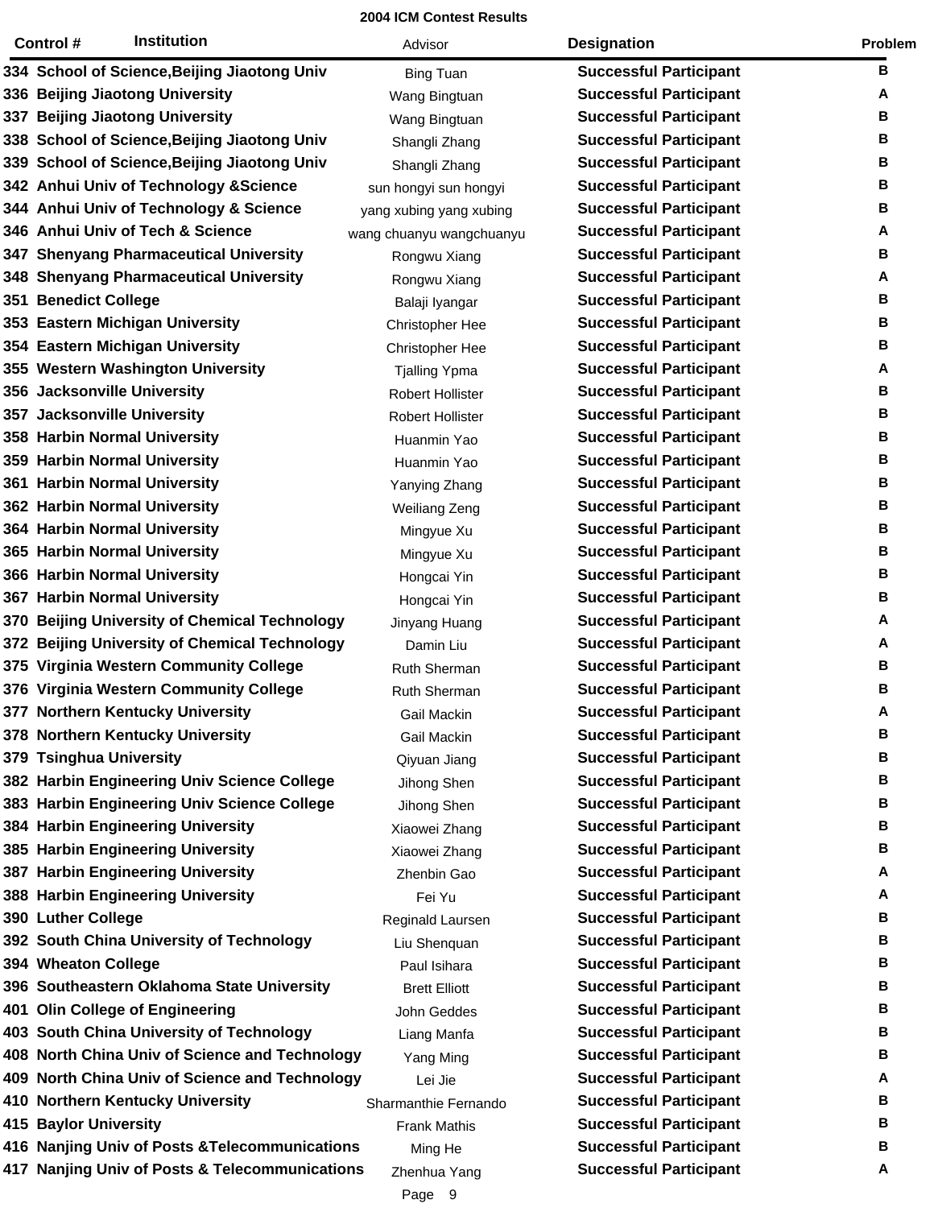**2004 ICM Contest Results**

| Control # | Institution | Advisor | Designation | Problem |
|---|---|---|---|---|
| 334 | School of Science,Beijing Jiaotong Univ | Bing Tuan | Successful Participant | B |
| 336 | Beijing Jiaotong University | Wang Bingtuan | Successful Participant | A |
| 337 | Beijing Jiaotong University | Wang Bingtuan | Successful Participant | B |
| 338 | School of Science,Beijing Jiaotong Univ | Shangli Zhang | Successful Participant | B |
| 339 | School of Science,Beijing Jiaotong Univ | Shangli Zhang | Successful Participant | B |
| 342 | Anhui Univ of Technology &Science | sun hongyi sun hongyi | Successful Participant | B |
| 344 | Anhui Univ of Technology & Science | yang xubing yang xubing | Successful Participant | B |
| 346 | Anhui Univ of Tech & Science | wang chuanyu wangchuanyu | Successful Participant | A |
| 347 | Shenyang Pharmaceutical University | Rongwu Xiang | Successful Participant | B |
| 348 | Shenyang Pharmaceutical University | Rongwu Xiang | Successful Participant | A |
| 351 | Benedict College | Balaji Iyangar | Successful Participant | B |
| 353 | Eastern Michigan University | Christopher Hee | Successful Participant | B |
| 354 | Eastern Michigan University | Christopher Hee | Successful Participant | B |
| 355 | Western Washington University | Tjalling Ypma | Successful Participant | A |
| 356 | Jacksonville University | Robert Hollister | Successful Participant | B |
| 357 | Jacksonville University | Robert Hollister | Successful Participant | B |
| 358 | Harbin Normal University | Huanmin Yao | Successful Participant | B |
| 359 | Harbin Normal University | Huanmin Yao | Successful Participant | B |
| 361 | Harbin Normal University | Yanying Zhang | Successful Participant | B |
| 362 | Harbin Normal University | Weiliang Zeng | Successful Participant | B |
| 364 | Harbin Normal University | Mingyue Xu | Successful Participant | B |
| 365 | Harbin Normal University | Mingyue Xu | Successful Participant | B |
| 366 | Harbin Normal University | Hongcai Yin | Successful Participant | B |
| 367 | Harbin Normal University | Hongcai Yin | Successful Participant | B |
| 370 | Beijing University of Chemical Technology | Jinyang Huang | Successful Participant | A |
| 372 | Beijing University of Chemical Technology | Damin Liu | Successful Participant | A |
| 375 | Virginia Western Community College | Ruth Sherman | Successful Participant | B |
| 376 | Virginia Western Community College | Ruth Sherman | Successful Participant | B |
| 377 | Northern Kentucky University | Gail Mackin | Successful Participant | A |
| 378 | Northern Kentucky University | Gail Mackin | Successful Participant | B |
| 379 | Tsinghua University | Qiyuan Jiang | Successful Participant | B |
| 382 | Harbin Engineering Univ Science College | Jihong Shen | Successful Participant | B |
| 383 | Harbin Engineering Univ Science College | Jihong Shen | Successful Participant | B |
| 384 | Harbin Engineering University | Xiaowei Zhang | Successful Participant | B |
| 385 | Harbin Engineering University | Xiaowei Zhang | Successful Participant | B |
| 387 | Harbin Engineering University | Zhenbin Gao | Successful Participant | A |
| 388 | Harbin Engineering University | Fei Yu | Successful Participant | A |
| 390 | Luther College | Reginald Laursen | Successful Participant | B |
| 392 | South China University of Technology | Liu Shenquan | Successful Participant | B |
| 394 | Wheaton College | Paul Isihara | Successful Participant | B |
| 396 | Southeastern Oklahoma State University | Brett Elliott | Successful Participant | B |
| 401 | Olin College of Engineering | John Geddes | Successful Participant | B |
| 403 | South China University of Technology | Liang Manfa | Successful Participant | B |
| 408 | North China Univ of Science and Technology | Yang Ming | Successful Participant | B |
| 409 | North China Univ of Science and Technology | Lei Jie | Successful Participant | A |
| 410 | Northern Kentucky University | Sharmanthie Fernando | Successful Participant | B |
| 415 | Baylor University | Frank Mathis | Successful Participant | B |
| 416 | Nanjing Univ of Posts &Telecommunications | Ming He | Successful Participant | B |
| 417 | Nanjing Univ of Posts & Telecommunications | Zhenhua Yang | Successful Participant | A |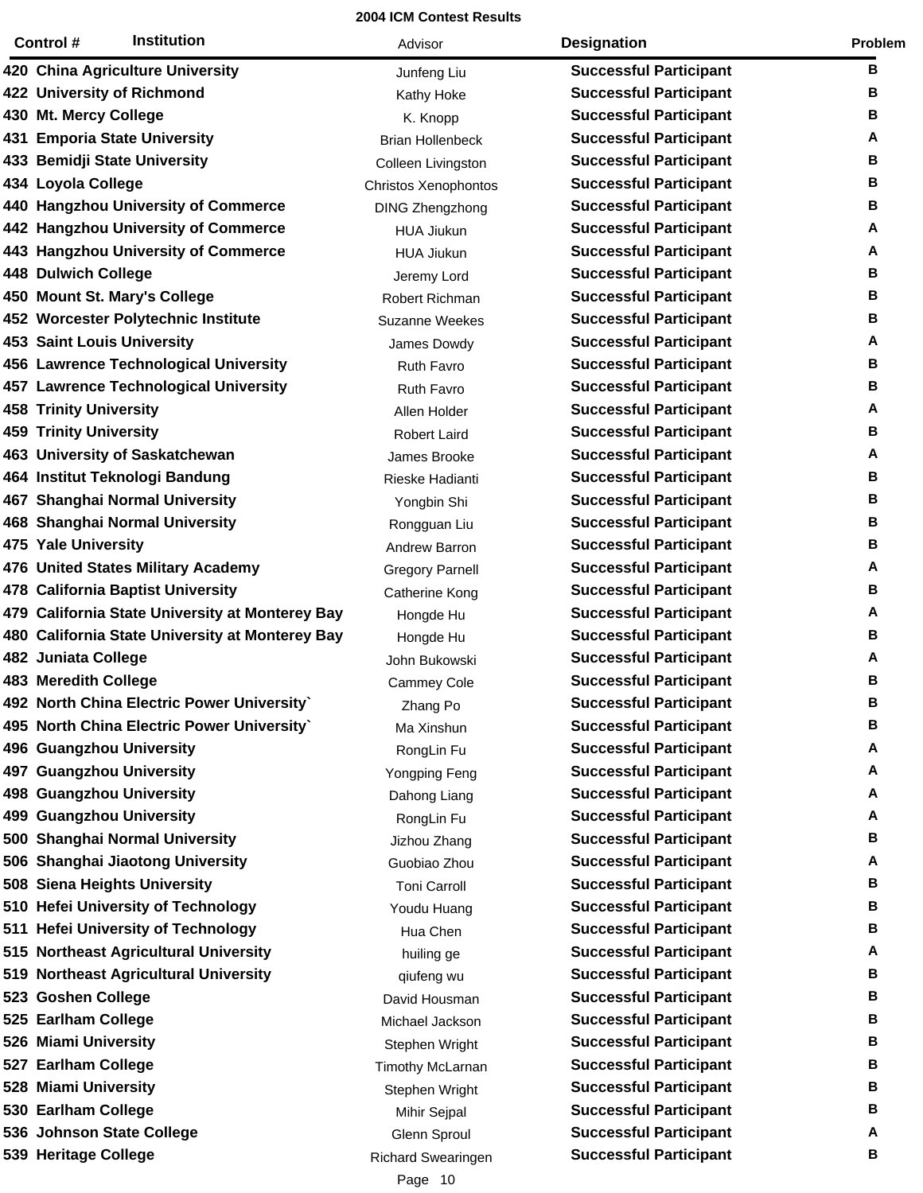**2004 ICM Contest Results**

| Control # | Institution | Advisor | Designation | Problem |
|---|---|---|---|---|
| 420 | China Agriculture University | Junfeng Liu | Successful Participant | B |
| 422 | University of Richmond | Kathy Hoke | Successful Participant | B |
| 430 | Mt. Mercy College | K. Knopp | Successful Participant | B |
| 431 | Emporia State University | Brian Hollenbeck | Successful Participant | A |
| 433 | Bemidji State University | Colleen Livingston | Successful Participant | B |
| 434 | Loyola College | Christos Xenophontos | Successful Participant | B |
| 440 | Hangzhou University of Commerce | DING Zhengzhong | Successful Participant | B |
| 442 | Hangzhou University of Commerce | HUA Jiukun | Successful Participant | A |
| 443 | Hangzhou University of Commerce | HUA Jiukun | Successful Participant | A |
| 448 | Dulwich College | Jeremy Lord | Successful Participant | B |
| 450 | Mount St. Mary's College | Robert Richman | Successful Participant | B |
| 452 | Worcester Polytechnic Institute | Suzanne Weekes | Successful Participant | B |
| 453 | Saint Louis University | James Dowdy | Successful Participant | A |
| 456 | Lawrence Technological University | Ruth Favro | Successful Participant | B |
| 457 | Lawrence Technological University | Ruth Favro | Successful Participant | B |
| 458 | Trinity University | Allen Holder | Successful Participant | A |
| 459 | Trinity University | Robert Laird | Successful Participant | B |
| 463 | University of Saskatchewan | James Brooke | Successful Participant | A |
| 464 | Institut Teknologi Bandung | Rieske Hadianti | Successful Participant | B |
| 467 | Shanghai Normal University | Yongbin Shi | Successful Participant | B |
| 468 | Shanghai Normal University | Rongguan Liu | Successful Participant | B |
| 475 | Yale University | Andrew Barron | Successful Participant | B |
| 476 | United States Military Academy | Gregory Parnell | Successful Participant | A |
| 478 | California Baptist University | Catherine Kong | Successful Participant | B |
| 479 | California State University at Monterey Bay | Hongde Hu | Successful Participant | A |
| 480 | California State University at Monterey Bay | Hongde Hu | Successful Participant | B |
| 482 | Juniata College | John Bukowski | Successful Participant | A |
| 483 | Meredith College | Cammey Cole | Successful Participant | B |
| 492 | North China Electric Power University` | Zhang Po | Successful Participant | B |
| 495 | North China Electric Power University` | Ma Xinshun | Successful Participant | B |
| 496 | Guangzhou University | RongLin Fu | Successful Participant | A |
| 497 | Guangzhou University | Yongping Feng | Successful Participant | A |
| 498 | Guangzhou University | Dahong Liang | Successful Participant | A |
| 499 | Guangzhou University | RongLin Fu | Successful Participant | A |
| 500 | Shanghai Normal University | Jizhou Zhang | Successful Participant | B |
| 506 | Shanghai Jiaotong University | Guobiao Zhou | Successful Participant | A |
| 508 | Siena Heights University | Toni Carroll | Successful Participant | B |
| 510 | Hefei University of Technology | Youdu Huang | Successful Participant | B |
| 511 | Hefei University of Technology | Hua Chen | Successful Participant | B |
| 515 | Northeast Agricultural University | huiling ge | Successful Participant | A |
| 519 | Northeast Agricultural University | qiufeng wu | Successful Participant | B |
| 523 | Goshen College | David Housman | Successful Participant | B |
| 525 | Earlham College | Michael Jackson | Successful Participant | B |
| 526 | Miami University | Stephen Wright | Successful Participant | B |
| 527 | Earlham College | Timothy McLarnan | Successful Participant | B |
| 528 | Miami University | Stephen Wright | Successful Participant | B |
| 530 | Earlham College | Mihir Sejpal | Successful Participant | B |
| 536 | Johnson State College | Glenn Sproul | Successful Participant | A |
| 539 | Heritage College | Richard Swearingen | Successful Participant | B |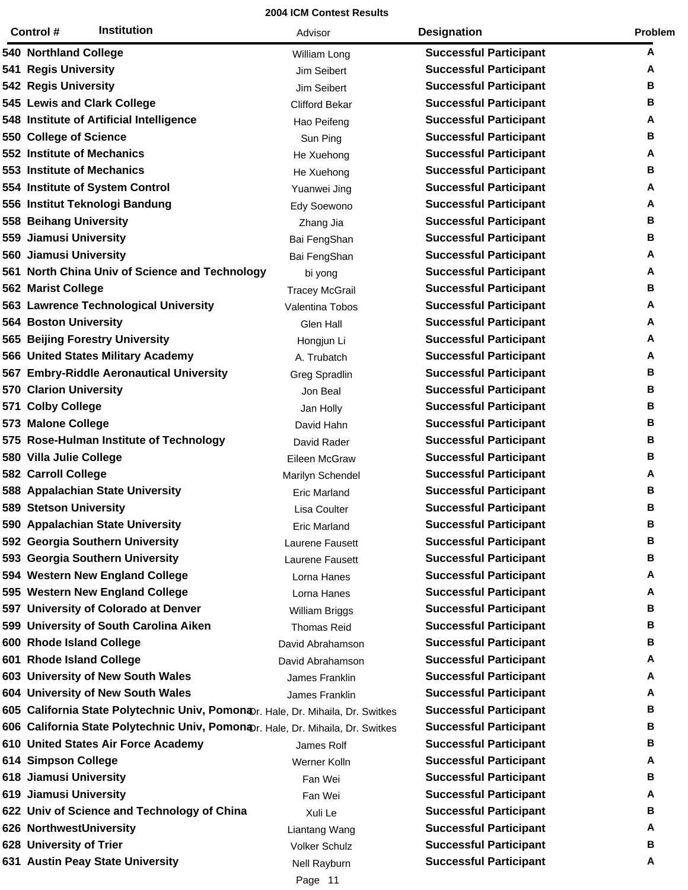**2004 ICM Contest Results**

| Control # | Institution | Advisor | Designation | Problem |
|---|---|---|---|---|
| 540 | Northland College | William Long | Successful Participant | A |
| 541 | Regis University | Jim Seibert | Successful Participant | A |
| 542 | Regis University | Jim Seibert | Successful Participant | B |
| 545 | Lewis and Clark College | Clifford Bekar | Successful Participant | B |
| 548 | Institute of Artificial Intelligence | Hao Peifeng | Successful Participant | A |
| 550 | College of Science | Sun Ping | Successful Participant | B |
| 552 | Institute of Mechanics | He Xuehong | Successful Participant | A |
| 553 | Institute of Mechanics | He Xuehong | Successful Participant | B |
| 554 | Institute of System Control | Yuanwei Jing | Successful Participant | A |
| 556 | Institut Teknologi Bandung | Edy Soewono | Successful Participant | A |
| 558 | Beihang University | Zhang Jia | Successful Participant | B |
| 559 | Jiamusi University | Bai FengShan | Successful Participant | B |
| 560 | Jiamusi University | Bai FengShan | Successful Participant | A |
| 561 | North China Univ of Science and Technology | bi yong | Successful Participant | A |
| 562 | Marist College | Tracey McGrail | Successful Participant | B |
| 563 | Lawrence Technological University | Valentina Tobos | Successful Participant | A |
| 564 | Boston University | Glen Hall | Successful Participant | A |
| 565 | Beijing Forestry University | Hongjun Li | Successful Participant | A |
| 566 | United States Military Academy | A. Trubatch | Successful Participant | A |
| 567 | Embry-Riddle Aeronautical University | Greg Spradlin | Successful Participant | B |
| 570 | Clarion University | Jon Beal | Successful Participant | B |
| 571 | Colby College | Jan Holly | Successful Participant | B |
| 573 | Malone College | David Hahn | Successful Participant | B |
| 575 | Rose-Hulman Institute of Technology | David Rader | Successful Participant | B |
| 580 | Villa Julie College | Eileen McGraw | Successful Participant | B |
| 582 | Carroll College | Marilyn Schendel | Successful Participant | A |
| 588 | Appalachian State University | Eric Marland | Successful Participant | B |
| 589 | Stetson University | Lisa Coulter | Successful Participant | B |
| 590 | Appalachian State University | Eric Marland | Successful Participant | B |
| 592 | Georgia Southern University | Laurene Fausett | Successful Participant | B |
| 593 | Georgia Southern University | Laurene Fausett | Successful Participant | B |
| 594 | Western New England College | Lorna Hanes | Successful Participant | A |
| 595 | Western New England College | Lorna Hanes | Successful Participant | A |
| 597 | University of Colorado at Denver | William Briggs | Successful Participant | B |
| 599 | University of South Carolina Aiken | Thomas Reid | Successful Participant | B |
| 600 | Rhode Island College | David Abrahamson | Successful Participant | B |
| 601 | Rhode Island College | David Abrahamson | Successful Participant | A |
| 603 | University of New South Wales | James Franklin | Successful Participant | A |
| 604 | University of New South Wales | James Franklin | Successful Participant | A |
| 605 | California State Polytechnic Univ, Pomona | Dr. Hale, Dr. Mihaila, Dr. Switkes | Successful Participant | B |
| 606 | California State Polytechnic Univ, Pomona | Dr. Hale, Dr. Mihaila, Dr. Switkes | Successful Participant | B |
| 610 | United States Air Force Academy | James Rolf | Successful Participant | B |
| 614 | Simpson College | Werner Kolln | Successful Participant | A |
| 618 | Jiamusi University | Fan Wei | Successful Participant | B |
| 619 | Jiamusi University | Fan Wei | Successful Participant | A |
| 622 | Univ of Science and Technology of China | Xuli Le | Successful Participant | B |
| 626 | NorthwestUniversity | Liantang Wang | Successful Participant | A |
| 628 | University of Trier | Volker Schulz | Successful Participant | B |
| 631 | Austin Peay State University | Nell Rayburn | Successful Participant | A |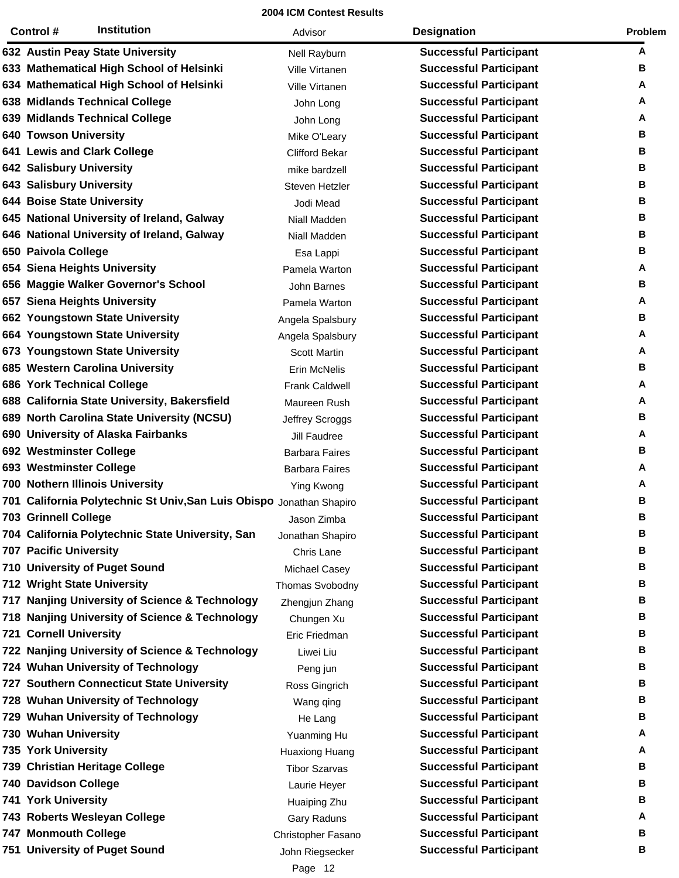**2004 ICM Contest Results**

| Control # | Institution | Advisor | Designation | Problem |
|---|---|---|---|---|
| 632 | Austin Peay State University | Nell Rayburn | Successful Participant | A |
| 633 | Mathematical High School of Helsinki | Ville Virtanen | Successful Participant | B |
| 634 | Mathematical High School of Helsinki | Ville Virtanen | Successful Participant | A |
| 638 | Midlands Technical College | John Long | Successful Participant | A |
| 639 | Midlands Technical College | John Long | Successful Participant | A |
| 640 | Towson University | Mike O'Leary | Successful Participant | B |
| 641 | Lewis and Clark College | Clifford Bekar | Successful Participant | B |
| 642 | Salisbury University | mike bardzell | Successful Participant | B |
| 643 | Salisbury University | Steven Hetzler | Successful Participant | B |
| 644 | Boise State University | Jodi Mead | Successful Participant | B |
| 645 | National University of Ireland, Galway | Niall Madden | Successful Participant | B |
| 646 | National University of Ireland, Galway | Niall Madden | Successful Participant | B |
| 650 | Paivola College | Esa Lappi | Successful Participant | B |
| 654 | Siena Heights University | Pamela Warton | Successful Participant | A |
| 656 | Maggie Walker Governor's School | John Barnes | Successful Participant | B |
| 657 | Siena Heights University | Pamela Warton | Successful Participant | A |
| 662 | Youngstown State University | Angela Spalsbury | Successful Participant | B |
| 664 | Youngstown State University | Angela Spalsbury | Successful Participant | A |
| 673 | Youngstown State University | Scott Martin | Successful Participant | A |
| 685 | Western Carolina University | Erin McNelis | Successful Participant | B |
| 686 | York Technical College | Frank Caldwell | Successful Participant | A |
| 688 | California State University, Bakersfield | Maureen Rush | Successful Participant | A |
| 689 | North Carolina State University (NCSU) | Jeffrey Scroggs | Successful Participant | B |
| 690 | University of Alaska Fairbanks | Jill Faudree | Successful Participant | A |
| 692 | Westminster College | Barbara Faires | Successful Participant | B |
| 693 | Westminster College | Barbara Faires | Successful Participant | A |
| 700 | Nothern Illinois University | Ying Kwong | Successful Participant | A |
| 701 | California Polytechnic St Univ,San Luis Obispo | Jonathan Shapiro | Successful Participant | B |
| 703 | Grinnell College | Jason Zimba | Successful Participant | B |
| 704 | California Polytechnic State University, San | Jonathan Shapiro | Successful Participant | B |
| 707 | Pacific University | Chris Lane | Successful Participant | B |
| 710 | University of Puget Sound | Michael Casey | Successful Participant | B |
| 712 | Wright State University | Thomas Svobodny | Successful Participant | B |
| 717 | Nanjing University of Science & Technology | Zhengjun Zhang | Successful Participant | B |
| 718 | Nanjing University of Science & Technology | Chungen Xu | Successful Participant | B |
| 721 | Cornell University | Eric Friedman | Successful Participant | B |
| 722 | Nanjing University of Science & Technology | Liwei Liu | Successful Participant | B |
| 724 | Wuhan University of Technology | Peng jun | Successful Participant | B |
| 727 | Southern Connecticut State University | Ross Gingrich | Successful Participant | B |
| 728 | Wuhan University of Technology | Wang qing | Successful Participant | B |
| 729 | Wuhan University of Technology | He Lang | Successful Participant | B |
| 730 | Wuhan University | Yuanming Hu | Successful Participant | A |
| 735 | York University | Huaxiong Huang | Successful Participant | A |
| 739 | Christian Heritage College | Tibor Szarvas | Successful Participant | B |
| 740 | Davidson College | Laurie Heyer | Successful Participant | B |
| 741 | York University | Huaiping Zhu | Successful Participant | B |
| 743 | Roberts Wesleyan College | Gary Raduns | Successful Participant | A |
| 747 | Monmouth College | Christopher Fasano | Successful Participant | B |
| 751 | University of Puget Sound | John Riegsecker | Successful Participant | B |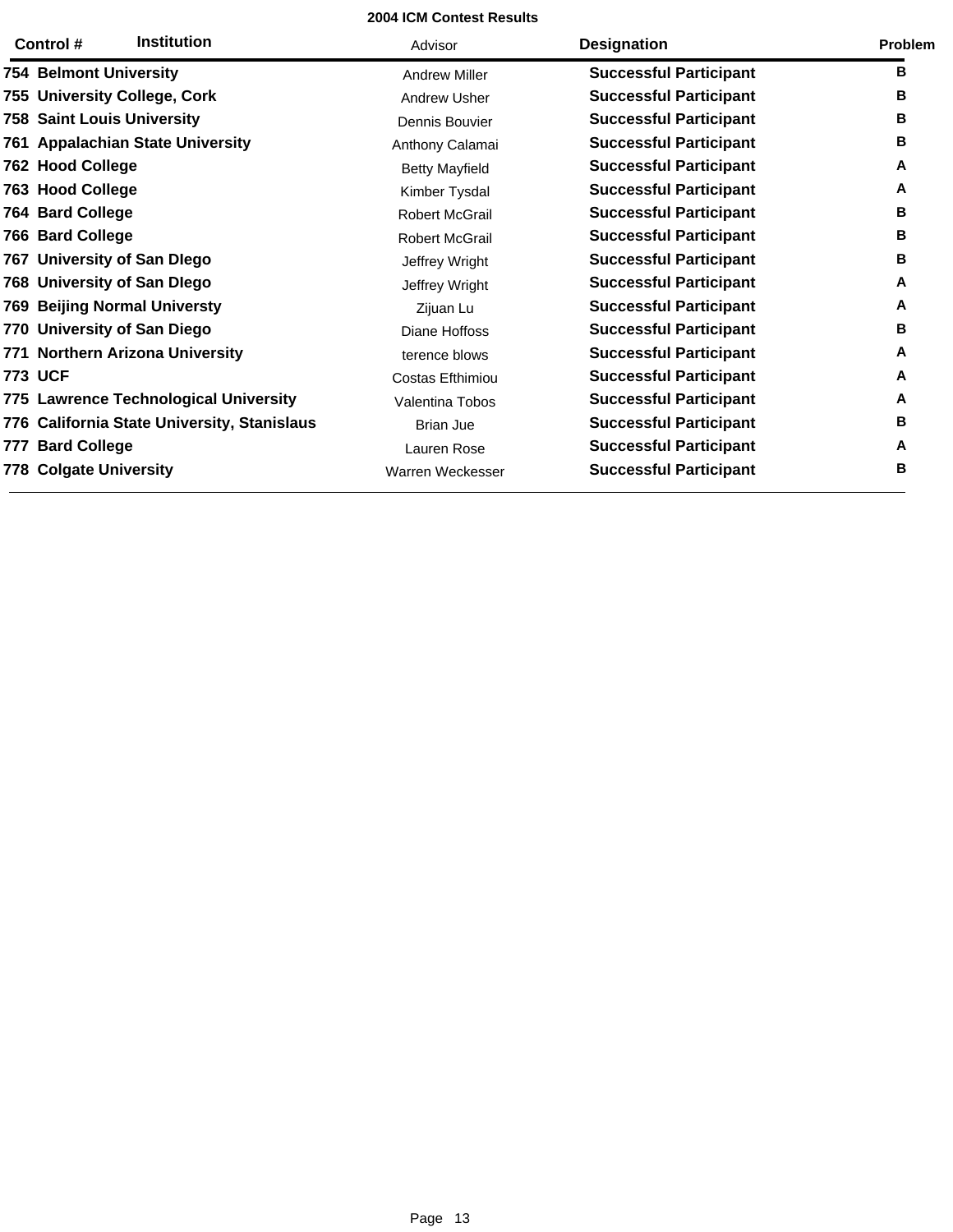**2004 ICM Contest Results**

| Control # | Institution | Advisor | Designation | Problem |
|---|---|---|---|---|
| 754 | Belmont University | Andrew Miller | Successful Participant | B |
| 755 | University College, Cork | Andrew Usher | Successful Participant | B |
| 758 | Saint Louis University | Dennis Bouvier | Successful Participant | B |
| 761 | Appalachian State University | Anthony Calamai | Successful Participant | B |
| 762 | Hood College | Betty Mayfield | Successful Participant | A |
| 763 | Hood College | Kimber Tysdal | Successful Participant | A |
| 764 | Bard College | Robert McGrail | Successful Participant | B |
| 766 | Bard College | Robert McGrail | Successful Participant | B |
| 767 | University of San DIego | Jeffrey Wright | Successful Participant | B |
| 768 | University of San DIego | Jeffrey Wright | Successful Participant | A |
| 769 | Beijing Normal Universty | Zijuan Lu | Successful Participant | A |
| 770 | University of San Diego | Diane Hoffoss | Successful Participant | B |
| 771 | Northern Arizona University | terence blows | Successful Participant | A |
| 773 | UCF | Costas Efthimiou | Successful Participant | A |
| 775 | Lawrence Technological University | Valentina Tobos | Successful Participant | A |
| 776 | California State University, Stanislaus | Brian Jue | Successful Participant | B |
| 777 | Bard College | Lauren Rose | Successful Participant | A |
| 778 | Colgate University | Warren Weckesser | Successful Participant | B |